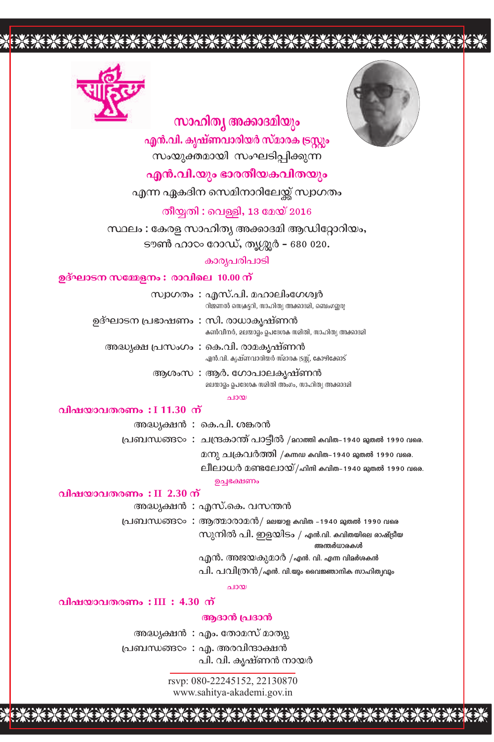# സാഹിത്യ അക്കാദമിയും

## എൻ.വി. കൃഷ്ണവാരിയർ സ്മാരക ട്രസ്റ്റും

സംയുക്തമായി സംഘടിപ്പിക്കുന്ന

## എൻ.വി.യും ഭാരതീയകവിതയും

എന്ന ഏകദിന സെമിനാറിലേയ്ക്ക് സ്വാഗതം

**തീയ്യതി : വെള്ളി, 13 മേയ് 2016**

സ്ഥലം : കേരള സാഹിത്യ അക്കാദമി ആഡിറ്റോറിയം,
ടൗൺ ഹാൾ റോഡ്, തൃശ്ശൂർ – 680 020.

### കാര്യപരിപാടി

**ഉദ്ഘാടന സമ്മേളനം : രാവിലെ 10.00 ന്**

സ്വാഗതം : എസ്.പി. മഹാലിംഗേശ്വർ
റീജണൽ സെക്രട്ടറി, സാഹിത്യ അക്കാദമി, ബെംഗളൂരു

ഉദ്ഘാടന പ്രഭാഷണം : സി. രാധാകൃഷ്ണൻ
കൺവീനർ, മലയാളം ഉപദേശക സമിതി, സാഹിത്യ അക്കാദമി

അദ്ധ്യക്ഷ പ്രസംഗം : കെ.വി. രാമകൃഷ്ണൻ
എൻ.വി. കൃഷ്ണവാരിയർ സ്മാരക ട്രസ്റ്റ്, കോഴിക്കോട്

ആശംസ : ആർ. ഗോപാലകൃഷ്ണൻ
മലയാളം ഉപദേശക സമിതി അംഗം, സാഹിത്യ അക്കാദമി

ചായ

**വിഷയാവതരണം : I 11.30 ന്**

അദ്ധ്യക്ഷൻ : കെ.പി. ശങ്കരൻ

പ്രബന്ധങ്ങൾ : ചന്ദ്രകാന്ത് പാട്ടീൽ /മറാത്തി കവിത-1940 മുതൽ 1990 വരെ.
മനു ചക്രവർത്തി /കന്നഡ കവിത-1940 മുതൽ 1990 വരെ.
ലീലാധർ മണ്ഡലോയ്/ഹിന്ദി കവിത-1940 മുതൽ 1990 വരെ.

ഉച്ചഭക്ഷണം

**വിഷയാവതരണം : II 2.30 ന്**

അദ്ധ്യക്ഷൻ : എസ്.കെ. വസന്തൻ

പ്രബന്ധങ്ങൾ : ആത്മാരാമൻ/ മലയാള കവിത -1940 മുതൽ 1990 വരെ
സുനിൽ പി. ഇളയിടം / എൻ.വി. കവിതയിലെ രാഷ്ട്രീയ അന്തർധാരകൾ
എൻ. അജയകുമാർ /എൻ. വി. എന്ന വിമർശകൻ
പി. പവിത്രൻ/എൻ. വി.യും വൈജ്ഞാനിക സാഹിത്യവും

ചായ

**വിഷയാവതരണം : III : 4.30 ന്**

**ആദാൻ പ്രദാൻ**

അദ്ധ്യക്ഷൻ : എം. തോമസ് മാത്യു

പ്രബന്ധങ്ങൾ : എ. അരവിന്ദാക്ഷൻ
പി. വി. കൃഷ്ണൻ നായർ

rsvp: 080-22245152, 22130870
www.sahitya-akademi.gov.in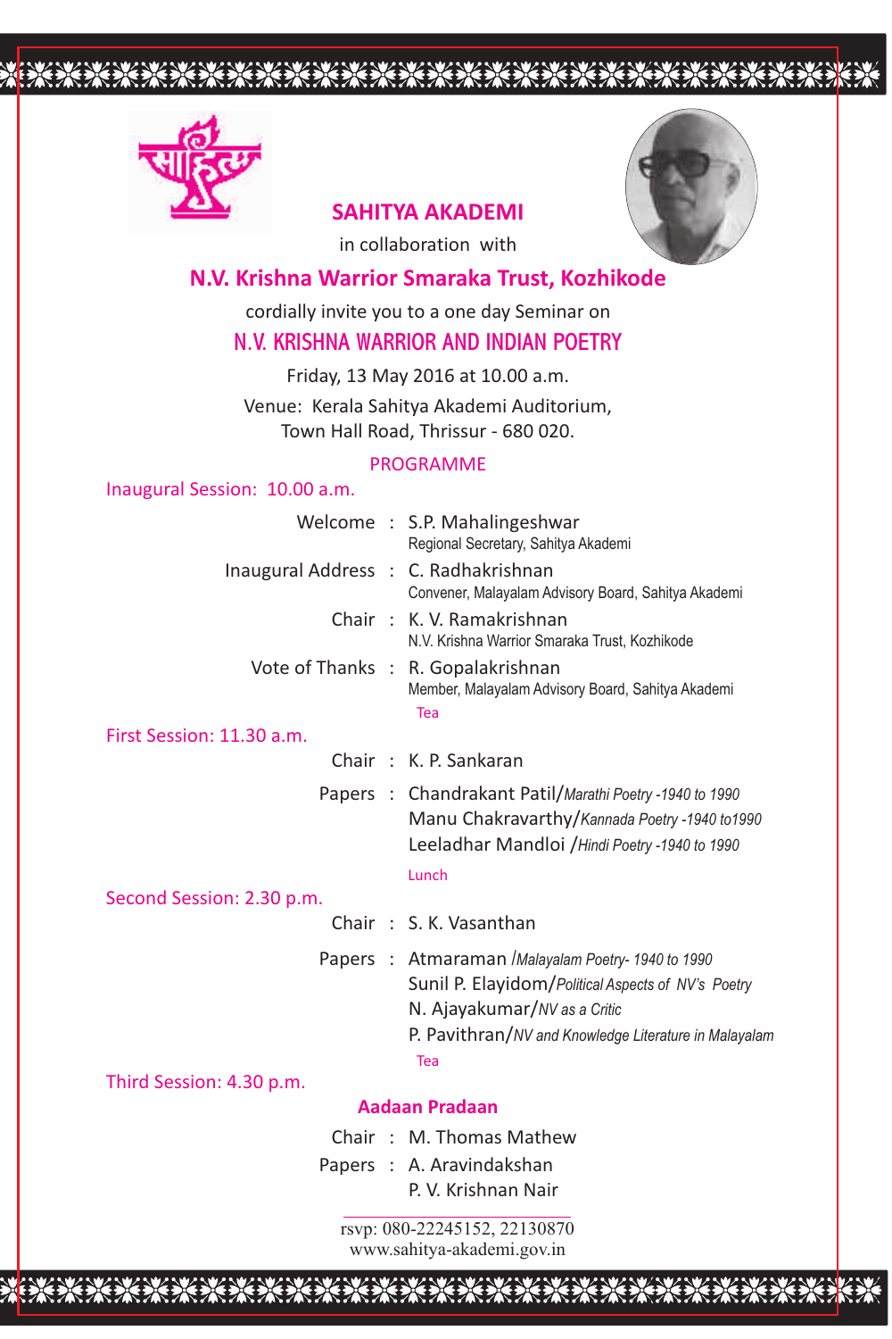## SAHITYA AKADEMI

in collaboration with

## N.V. Krishna Warrior Smaraka Trust, Kozhikode

cordially invite you to a one day Seminar on

# N.V. KRISHNA WARRIOR AND INDIAN POETRY

Friday, 13 May 2016 at 10.00 a.m.

Venue: Kerala Sahitya Akademi Auditorium,
Town Hall Road, Thrissur - 680 020.

### PROGRAMME

**Inaugural Session: 10.00 a.m.**

Welcome : S.P. Mahalingeshwar
Regional Secretary, Sahitya Akademi

Inaugural Address : C. Radhakrishnan
Convener, Malayalam Advisory Board, Sahitya Akademi

Chair : K. V. Ramakrishnan
N.V. Krishna Warrior Smaraka Trust, Kozhikode

Vote of Thanks : R. Gopalakrishnan
Member, Malayalam Advisory Board, Sahitya Akademi

Tea

**First Session: 11.30 a.m.**

Chair : K. P. Sankaran

Papers : Chandrakant Patil/*Marathi Poetry -1940 to 1990*
Manu Chakravarthy/*Kannada Poetry -1940 to1990*
Leeladhar Mandloi /*Hindi Poetry -1940 to 1990*

Lunch

**Second Session: 2.30 p.m.**

Chair : S. K. Vasanthan

Papers : Atmaraman /*Malayalam Poetry- 1940 to 1990*
Sunil P. Elayidom/*Political Aspects of NV's Poetry*
N. Ajayakumar/*NV as a Critic*
P. Pavithran/*NV and Knowledge Literature in Malayalam*

Tea

**Third Session: 4.30 p.m.**

**Aadaan Pradaan**

Chair : M. Thomas Mathew

Papers : A. Aravindakshan
P. V. Krishnan Nair

---

rsvp: 080-22245152, 22130870
www.sahitya-akademi.gov.in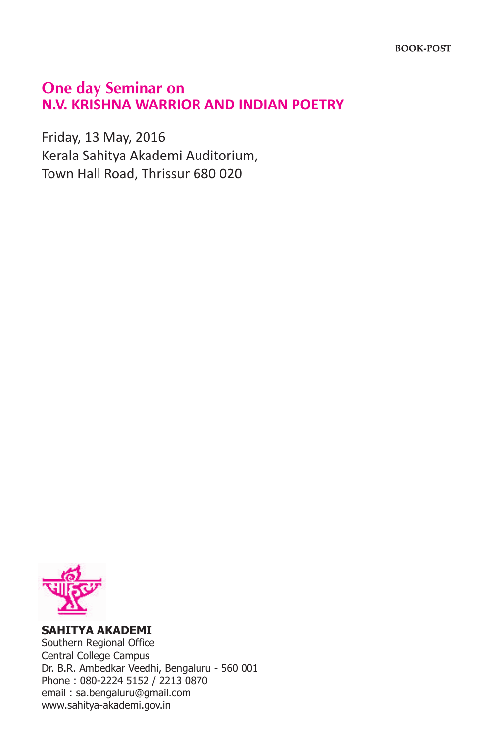BOOK-POST

## One day Seminar on
## N.V. KRISHNA WARRIOR AND INDIAN POETRY

Friday, 13 May, 2016
Kerala Sahitya Akademi Auditorium,
Town Hall Road, Thrissur 680 020

**SAHITYA AKADEMI**
Southern Regional Office
Central College Campus
Dr. B.R. Ambedkar Veedhi, Bengaluru - 560 001
Phone : 080-2224 5152 / 2213 0870
email : sa.bengaluru@gmail.com
www.sahitya-akademi.gov.in